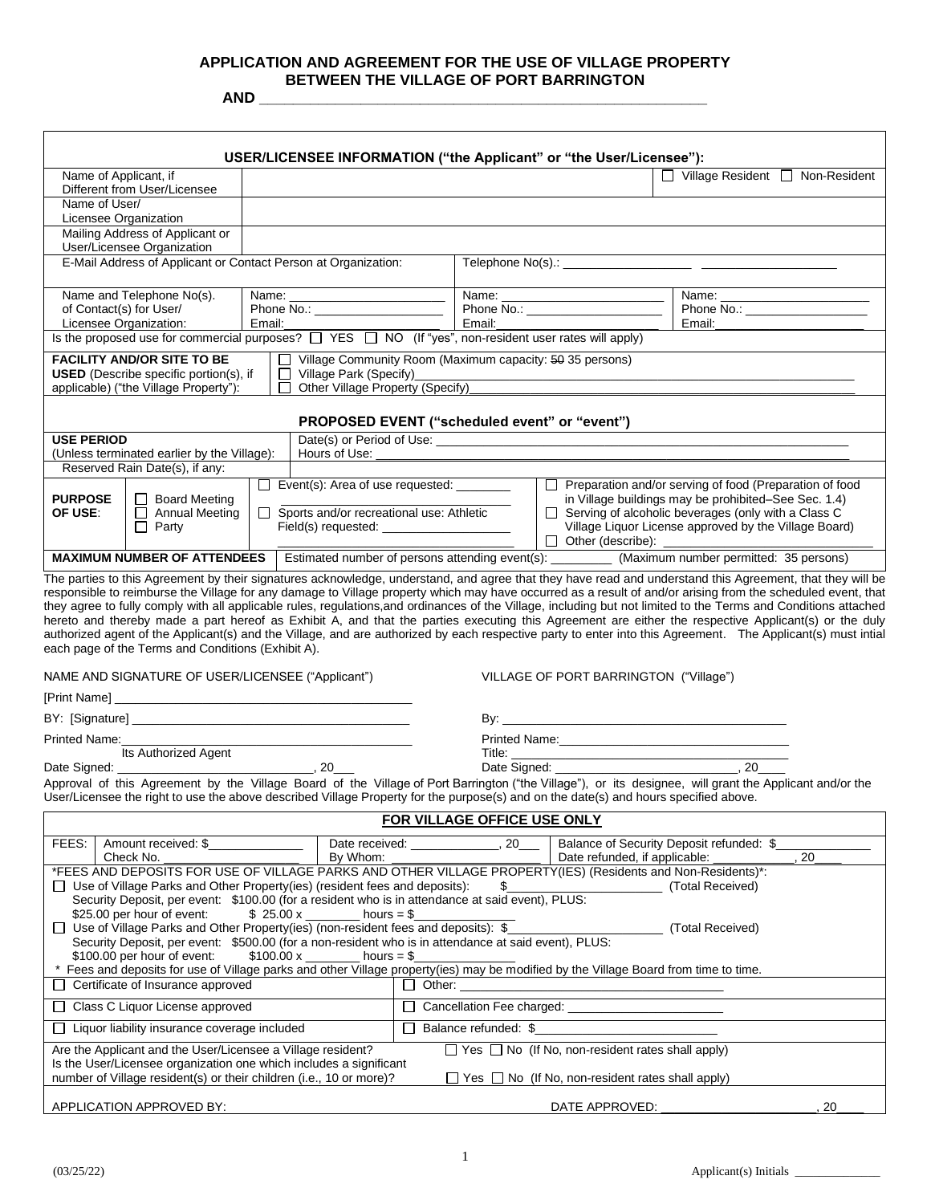# APPLICATION AND AGREEMENT FOR THE USE OF VILLAGE PROPERTY BETWEEN THE VILLAGE OF PORT BARRINGTON

**AND** ______________________________________________________

## USER/LICENSEE INFORMATION ("the Applicant" or "the User/Licensee"):

| | | | |
|---|---|---|---|
| Name of Applicant, if Different from User/Licensee | | | ☐ Village Resident ☐ Non-Resident |
| Name of User/ Licensee Organization | | | |
| Mailing Address of Applicant or User/Licensee Organization | | | |
| E-Mail Address of Applicant or Contact Person at Organization: | | Telephone No(s).: __________________ __________________ | |
| Name and Telephone No(s). of Contact(s) for User/ Licensee Organization: | Name: ____________________ Phone No.: ____________________ Email: ____________________ | Name: ____________________ Phone No.: ____________________ Email: ____________________ | Name: ____________________ Phone No.: ____________________ Email: ____________________ |

Is the proposed use for commercial purposes? ☐ YES ☐ NO (If "yes", non-resident user rates will apply)

| | |
|---|---|
| **FACILITY AND/OR SITE TO BE USED** (Describe specific portion(s), if applicable) ("the Village Property"): | ☐ Village Community Room (Maximum capacity: ~~50~~ 35 persons)<br>☐ Village Park (Specify)________________________________<br>☐ Other Village Property (Specify)________________________________ |

## PROPOSED EVENT ("scheduled event" or "event")

| | |
|---|---|
| **USE PERIOD** (Unless terminated earlier by the Village): | Date(s) or Period of Use: ________________________________<br>Hours of Use: ________________________________ |
| Reserved Rain Date(s), if any: | |

| | | | |
|---|---|---|---|
| **PURPOSE OF USE**: | ☐ Board Meeting<br>☐ Annual Meeting<br>☐ Party | ☐ Event(s): Area of use requested: ________ ____________________<br>☐ Sports and/or recreational use: Athletic Field(s) requested: ____________________ ____________________ | ☐ Preparation and/or serving of food (Preparation of food in Village buildings may be prohibited–See Sec. 1.4)<br>☐ Serving of alcoholic beverages (only with a Class C Village Liquor License approved by the Village Board)<br>☐ Other (describe): ____________________ |
| **MAXIMUM NUMBER OF ATTENDEES** | Estimated number of persons attending event(s): _________ (Maximum number permitted: 35 persons) | | |

The parties to this Agreement by their signatures acknowledge, understand, and agree that they have read and understand this Agreement, that they will be responsible to reimburse the Village for any damage to Village property which may have occurred as a result of and/or arising from the scheduled event, that they agree to fully comply with all applicable rules, regulations,and ordinances of the Village, including but not limited to the Terms and Conditions attached hereto and thereby made a part hereof as Exhibit A, and that the parties executing this Agreement are either the respective Applicant(s) or the duly authorized agent of the Applicant(s) and the Village, and are authorized by each respective party to enter into this Agreement. The Applicant(s) must intial each page of the Terms and Conditions (Exhibit A).

NAME AND SIGNATURE OF USER/LICENSEE ("Applicant")

[Print Name] ________________________________________

BY: [Signature] ________________________________________

Printed Name:________________________________________
Its Authorized Agent

Date Signed: ____________________________, 20___

VILLAGE OF PORT BARRINGTON ("Village")

By: ________________________________________

Printed Name:________________________________

Title: ________________________________________

Date Signed: ___________________________, 20____

Approval of this Agreement by the Village Board of the Village of Port Barrington ("the Village"), or its designee, will grant the Applicant and/or the User/Licensee the right to use the above described Village Property for the purpose(s) and on the date(s) and hours specified above.

## FOR VILLAGE OFFICE USE ONLY

| | | |
|---|---|---|
| FEES: Amount received: $______________ Check No. ____________________ | Date received: _____________, 20___ By Whom: ______________________ | Balance of Security Deposit refunded: $______________ Date refunded, if applicable: ____________, 20____ |

*FEES AND DEPOSITS FOR USE OF VILLAGE PARKS AND OTHER VILLAGE PROPERTY(IES) (Residents and Non-Residents)*:

☐ Use of Village Parks and Other Property(ies) (resident fees and deposits): $______________________ (Total Received)
Security Deposit, per event: $100.00 (for a resident who is in attendance at said event), PLUS:
$25.00 per hour of event: $ 25.00 x ________ hours = $______________

☐ Use of Village Parks and Other Property(ies) (non-resident fees and deposits): $______________________ (Total Received)
Security Deposit, per event: $500.00 (for a non-resident who is in attendance at said event), PLUS:
$100.00 per hour of event: $100.00 x ________ hours = $______________

\* Fees and deposits for use of Village parks and other Village property(ies) may be modified by the Village Board from time to time.

| | |
|---|---|
| ☐ Certificate of Insurance approved | ☐ Other: ________________________________ |
| ☐ Class C Liquor License approved | ☐ Cancellation Fee charged: ______________________ |
| ☐ Liquor liability insurance coverage included | ☐ Balance refunded: $__________________________ |

Are the Applicant and the User/Licensee a Village resident? ☐ Yes ☐ No (If No, non-resident rates shall apply)

Is the User/Licensee organization one which includes a significant number of Village resident(s) or their children (i.e., 10 or more)? ☐ Yes ☐ No (If No, non-resident rates shall apply)

APPLICATION APPROVED BY: DATE APPROVED: ______________________, 20____

(03/25/22) Applicant(s) Initials ______________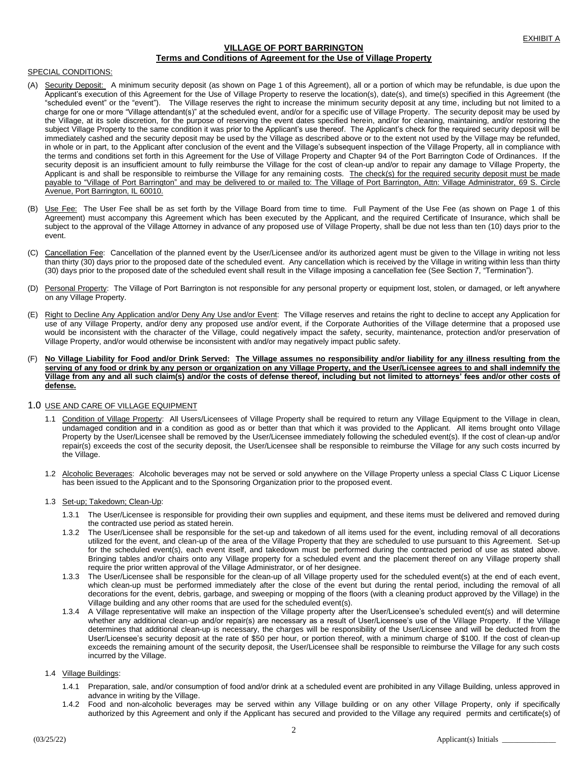EXHIBIT A

## VILLAGE OF PORT BARRINGTON
### Terms and Conditions of Agreement for the Use of Village Property

SPECIAL CONDITIONS:

(A) Security Deposit: A minimum security deposit (as shown on Page 1 of this Agreement), all or a portion of which may be refundable, is due upon the Applicant's execution of this Agreement for the Use of Village Property to reserve the location(s), date(s), and time(s) specified in this Agreement (the "scheduled event" or the "event"). The Village reserves the right to increase the minimum security deposit at any time, including but not limited to a charge for one or more "Village attendant(s)" at the scheduled event, and/or for a specific use of Village Property. The security deposit may be used by the Village, at its sole discretion, for the purpose of reserving the event dates specified herein, and/or for cleaning, maintaining, and/or restoring the subject Village Property to the same condition it was prior to the Applicant's use thereof. The Applicant's check for the required security deposit will be immediately cashed and the security deposit may be used by the Village as described above or to the extent not used by the Village may be refunded, in whole or in part, to the Applicant after conclusion of the event and the Village's subsequent inspection of the Village Property, all in compliance with the terms and conditions set forth in this Agreement for the Use of Village Property and Chapter 94 of the Port Barrington Code of Ordinances. If the security deposit is an insufficient amount to fully reimburse the Village for the cost of clean-up and/or to repair any damage to Village Property, the Applicant is and shall be responsible to reimburse the Village for any remaining costs. The check(s) for the required security deposit must be made payable to "Village of Port Barrington" and may be delivered to or mailed to: The Village of Port Barrington, Attn: Village Administrator, 69 S. Circle Avenue, Port Barrington, IL 60010.

(B) Use Fee: The User Fee shall be as set forth by the Village Board from time to time. Full Payment of the Use Fee (as shown on Page 1 of this Agreement) must accompany this Agreement which has been executed by the Applicant, and the required Certificate of Insurance, which shall be subject to the approval of the Village Attorney in advance of any proposed use of Village Property, shall be due not less than ten (10) days prior to the event.

(C) Cancellation Fee: Cancellation of the planned event by the User/Licensee and/or its authorized agent must be given to the Village in writing not less than thirty (30) days prior to the proposed date of the scheduled event. Any cancellation which is received by the Village in writing within less than thirty (30) days prior to the proposed date of the scheduled event shall result in the Village imposing a cancellation fee (See Section 7, "Termination").

(D) Personal Property: The Village of Port Barrington is not responsible for any personal property or equipment lost, stolen, or damaged, or left anywhere on any Village Property.

(E) Right to Decline Any Application and/or Deny Any Use and/or Event: The Village reserves and retains the right to decline to accept any Application for use of any Village Property, and/or deny any proposed use and/or event, if the Corporate Authorities of the Village determine that a proposed use would be inconsistent with the character of the Village, could negatively impact the safety, security, maintenance, protection and/or preservation of Village Property, and/or would otherwise be inconsistent with and/or may negatively impact public safety.

(F) **No Village Liability for Food and/or Drink Served: The Village assumes no responsibility and/or liability for any illness resulting from the serving of any food or drink by any person or organization on any Village Property, and the User/Licensee agrees to and shall indemnify the Village from any and all such claim(s) and/or the costs of defense thereof, including but not limited to attorneys' fees and/or other costs of defense.**

## 1.0 USE AND CARE OF VILLAGE EQUIPMENT

1.1 Condition of Village Property: All Users/Licensees of Village Property shall be required to return any Village Equipment to the Village in clean, undamaged condition and in a condition as good as or better than that which it was provided to the Applicant. All items brought onto Village Property by the User/Licensee shall be removed by the User/Licensee immediately following the scheduled event(s). If the cost of clean-up and/or repair(s) exceeds the cost of the security deposit, the User/Licensee shall be responsible to reimburse the Village for any such costs incurred by the Village.

1.2 Alcoholic Beverages: Alcoholic beverages may not be served or sold anywhere on the Village Property unless a special Class C Liquor License has been issued to the Applicant and to the Sponsoring Organization prior to the proposed event.

1.3 Set-up; Takedown; Clean-Up:

1.3.1 The User/Licensee is responsible for providing their own supplies and equipment, and these items must be delivered and removed during the contracted use period as stated herein.

1.3.2 The User/Licensee shall be responsible for the set-up and takedown of all items used for the event, including removal of all decorations utilized for the event, and clean-up of the area of the Village Property that they are scheduled to use pursuant to this Agreement. Set-up for the scheduled event(s), each event itself, and takedown must be performed during the contracted period of use as stated above. Bringing tables and/or chairs onto any Village property for a scheduled event and the placement thereof on any Village property shall require the prior written approval of the Village Administrator, or of her designee.

1.3.3 The User/Licensee shall be responsible for the clean-up of all Village property used for the scheduled event(s) at the end of each event, which clean-up must be performed immediately after the close of the event but during the rental period, including the removal of all decorations for the event, debris, garbage, and sweeping or mopping of the floors (with a cleaning product approved by the Village) in the Village building and any other rooms that are used for the scheduled event(s).

1.3.4 A Village representative will make an inspection of the Village property after the User/Licensee's scheduled event(s) and will determine whether any additional clean-up and/or repair(s) are necessary as a result of User/Licensee's use of the Village Property. If the Village determines that additional clean-up is necessary, the charges will be responsibility of the User/Licensee and will be deducted from the User/Licensee's security deposit at the rate of $50 per hour, or portion thereof, with a minimum charge of $100. If the cost of clean-up exceeds the remaining amount of the security deposit, the User/Licensee shall be responsible to reimburse the Village for any such costs incurred by the Village.

1.4 Village Buildings:

1.4.1 Preparation, sale, and/or consumption of food and/or drink at a scheduled event are prohibited in any Village Building, unless approved in advance in writing by the Village.

1.4.2 Food and non-alcoholic beverages may be served within any Village building or on any other Village Property, only if specifically authorized by this Agreement and only if the Applicant has secured and provided to the Village any required permits and certificate(s) of

(03/25/22) Applicant(s) Initials ______________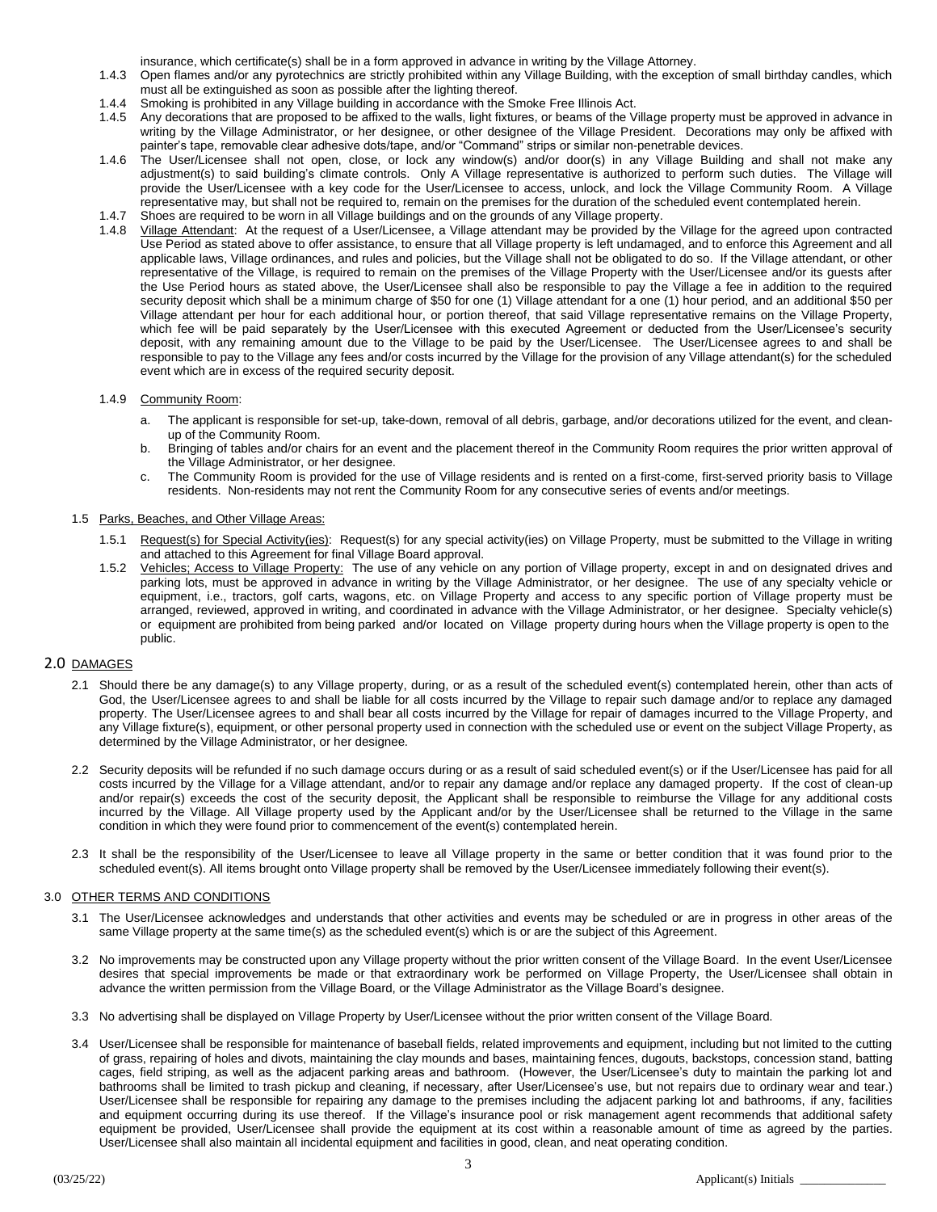insurance, which certificate(s) shall be in a form approved in advance in writing by the Village Attorney.

1.4.3 Open flames and/or any pyrotechnics are strictly prohibited within any Village Building, with the exception of small birthday candles, which must all be extinguished as soon as possible after the lighting thereof.

1.4.4 Smoking is prohibited in any Village building in accordance with the Smoke Free Illinois Act.

1.4.5 Any decorations that are proposed to be affixed to the walls, light fixtures, or beams of the Village property must be approved in advance in writing by the Village Administrator, or her designee, or other designee of the Village President. Decorations may only be affixed with painter's tape, removable clear adhesive dots/tape, and/or "Command" strips or similar non-penetrable devices.

1.4.6 The User/Licensee shall not open, close, or lock any window(s) and/or door(s) in any Village Building and shall not make any adjustment(s) to said building's climate controls. Only A Village representative is authorized to perform such duties. The Village will provide the User/Licensee with a key code for the User/Licensee to access, unlock, and lock the Village Community Room. A Village representative may, but shall not be required to, remain on the premises for the duration of the scheduled event contemplated herein.

1.4.7 Shoes are required to be worn in all Village buildings and on the grounds of any Village property.

1.4.8 Village Attendant: At the request of a User/Licensee, a Village attendant may be provided by the Village for the agreed upon contracted Use Period as stated above to offer assistance, to ensure that all Village property is left undamaged, and to enforce this Agreement and all applicable laws, Village ordinances, and rules and policies, but the Village shall not be obligated to do so. If the Village attendant, or other representative of the Village, is required to remain on the premises of the Village Property with the User/Licensee and/or its guests after the Use Period hours as stated above, the User/Licensee shall also be responsible to pay the Village a fee in addition to the required security deposit which shall be a minimum charge of $50 for one (1) Village attendant for a one (1) hour period, and an additional $50 per Village attendant per hour for each additional hour, or portion thereof, that said Village representative remains on the Village Property, which fee will be paid separately by the User/Licensee with this executed Agreement or deducted from the User/Licensee's security deposit, with any remaining amount due to the Village to be paid by the User/Licensee. The User/Licensee agrees to and shall be responsible to pay to the Village any fees and/or costs incurred by the Village for the provision of any Village attendant(s) for the scheduled event which are in excess of the required security deposit.

1.4.9 Community Room:

a. The applicant is responsible for set-up, take-down, removal of all debris, garbage, and/or decorations utilized for the event, and clean-up of the Community Room.
b. Bringing of tables and/or chairs for an event and the placement thereof in the Community Room requires the prior written approval of the Village Administrator, or her designee.
c. The Community Room is provided for the use of Village residents and is rented on a first-come, first-served priority basis to Village residents. Non-residents may not rent the Community Room for any consecutive series of events and/or meetings.

1.5 Parks, Beaches, and Other Village Areas:

1.5.1 Request(s) for Special Activity(ies): Request(s) for any special activity(ies) on Village Property, must be submitted to the Village in writing and attached to this Agreement for final Village Board approval.

1.5.2 Vehicles; Access to Village Property: The use of any vehicle on any portion of Village property, except in and on designated drives and parking lots, must be approved in advance in writing by the Village Administrator, or her designee. The use of any specialty vehicle or equipment, i.e., tractors, golf carts, wagons, etc. on Village Property and access to any specific portion of Village property must be arranged, reviewed, approved in writing, and coordinated in advance with the Village Administrator, or her designee. Specialty vehicle(s) or equipment are prohibited from being parked and/or located on Village property during hours when the Village property is open to the public.

## 2.0 DAMAGES

2.1 Should there be any damage(s) to any Village property, during, or as a result of the scheduled event(s) contemplated herein, other than acts of God, the User/Licensee agrees to and shall be liable for all costs incurred by the Village to repair such damage and/or to replace any damaged property. The User/Licensee agrees to and shall bear all costs incurred by the Village for repair of damages incurred to the Village Property, and any Village fixture(s), equipment, or other personal property used in connection with the scheduled use or event on the subject Village Property, as determined by the Village Administrator, or her designee.

2.2 Security deposits will be refunded if no such damage occurs during or as a result of said scheduled event(s) or if the User/Licensee has paid for all costs incurred by the Village for a Village attendant, and/or to repair any damage and/or replace any damaged property. If the cost of clean-up and/or repair(s) exceeds the cost of the security deposit, the Applicant shall be responsible to reimburse the Village for any additional costs incurred by the Village. All Village property used by the Applicant and/or by the User/Licensee shall be returned to the Village in the same condition in which they were found prior to commencement of the event(s) contemplated herein.

2.3 It shall be the responsibility of the User/Licensee to leave all Village property in the same or better condition that it was found prior to the scheduled event(s). All items brought onto Village property shall be removed by the User/Licensee immediately following their event(s).

## 3.0 OTHER TERMS AND CONDITIONS

3.1 The User/Licensee acknowledges and understands that other activities and events may be scheduled or are in progress in other areas of the same Village property at the same time(s) as the scheduled event(s) which is or are the subject of this Agreement.

3.2 No improvements may be constructed upon any Village property without the prior written consent of the Village Board. In the event User/Licensee desires that special improvements be made or that extraordinary work be performed on Village Property, the User/Licensee shall obtain in advance the written permission from the Village Board, or the Village Administrator as the Village Board's designee.

3.3 No advertising shall be displayed on Village Property by User/Licensee without the prior written consent of the Village Board.

3.4 User/Licensee shall be responsible for maintenance of baseball fields, related improvements and equipment, including but not limited to the cutting of grass, repairing of holes and divots, maintaining the clay mounds and bases, maintaining fences, dugouts, backstops, concession stand, batting cages, field striping, as well as the adjacent parking areas and bathroom. (However, the User/Licensee's duty to maintain the parking lot and bathrooms shall be limited to trash pickup and cleaning, if necessary, after User/Licensee's use, but not repairs due to ordinary wear and tear.) User/Licensee shall be responsible for repairing any damage to the premises including the adjacent parking lot and bathrooms, if any, facilities and equipment occurring during its use thereof. If the Village's insurance pool or risk management agent recommends that additional safety equipment be provided, User/Licensee shall provide the equipment at its cost within a reasonable amount of time as agreed by the parties. User/Licensee shall also maintain all incidental equipment and facilities in good, clean, and neat operating condition.

(03/25/22) Applicant(s) Initials ______________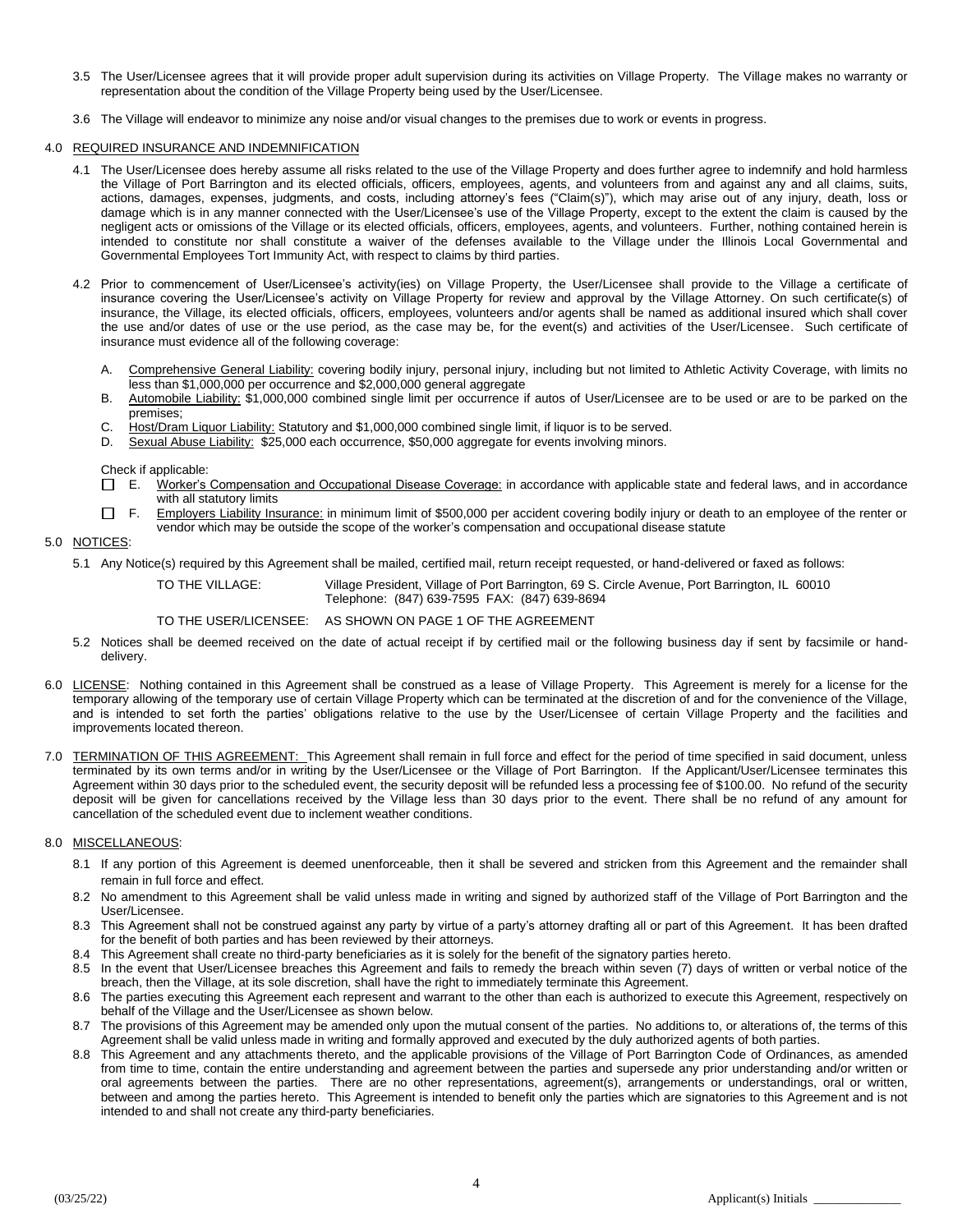3.5 The User/Licensee agrees that it will provide proper adult supervision during its activities on Village Property. The Village makes no warranty or representation about the condition of the Village Property being used by the User/Licensee.

3.6 The Village will endeavor to minimize any noise and/or visual changes to the premises due to work or events in progress.

4.0 REQUIRED INSURANCE AND INDEMNIFICATION

4.1 The User/Licensee does hereby assume all risks related to the use of the Village Property and does further agree to indemnify and hold harmless the Village of Port Barrington and its elected officials, officers, employees, agents, and volunteers from and against any and all claims, suits, actions, damages, expenses, judgments, and costs, including attorney's fees ("Claim(s)"), which may arise out of any injury, death, loss or damage which is in any manner connected with the User/Licensee's use of the Village Property, except to the extent the claim is caused by the negligent acts or omissions of the Village or its elected officials, officers, employees, agents, and volunteers. Further, nothing contained herein is intended to constitute nor shall constitute a waiver of the defenses available to the Village under the Illinois Local Governmental and Governmental Employees Tort Immunity Act, with respect to claims by third parties.

4.2 Prior to commencement of User/Licensee's activity(ies) on Village Property, the User/Licensee shall provide to the Village a certificate of insurance covering the User/Licensee's activity on Village Property for review and approval by the Village Attorney. On such certificate(s) of insurance, the Village, its elected officials, officers, employees, volunteers and/or agents shall be named as additional insured which shall cover the use and/or dates of use or the use period, as the case may be, for the event(s) and activities of the User/Licensee. Such certificate of insurance must evidence all of the following coverage:

A. Comprehensive General Liability: covering bodily injury, personal injury, including but not limited to Athletic Activity Coverage, with limits no less than $1,000,000 per occurrence and $2,000,000 general aggregate

B. Automobile Liability: $1,000,000 combined single limit per occurrence if autos of User/Licensee are to be used or are to be parked on the premises;

C. Host/Dram Liquor Liability: Statutory and $1,000,000 combined single limit, if liquor is to be served.

D. Sexual Abuse Liability: $25,000 each occurrence, $50,000 aggregate for events involving minors.

Check if applicable:

☐ E. Worker's Compensation and Occupational Disease Coverage: in accordance with applicable state and federal laws, and in accordance with all statutory limits

☐ F. Employers Liability Insurance: in minimum limit of $500,000 per accident covering bodily injury or death to an employee of the renter or vendor which may be outside the scope of the worker's compensation and occupational disease statute

5.0 NOTICES:

5.1 Any Notice(s) required by this Agreement shall be mailed, certified mail, return receipt requested, or hand-delivered or faxed as follows:

TO THE VILLAGE: Village President, Village of Port Barrington, 69 S. Circle Avenue, Port Barrington, IL 60010
Telephone: (847) 639-7595 FAX: (847) 639-8694

TO THE USER/LICENSEE: AS SHOWN ON PAGE 1 OF THE AGREEMENT

5.2 Notices shall be deemed received on the date of actual receipt if by certified mail or the following business day if sent by facsimile or hand-delivery.

6.0 LICENSE: Nothing contained in this Agreement shall be construed as a lease of Village Property. This Agreement is merely for a license for the temporary allowing of the temporary use of certain Village Property which can be terminated at the discretion of and for the convenience of the Village, and is intended to set forth the parties' obligations relative to the use by the User/Licensee of certain Village Property and the facilities and improvements located thereon.

7.0 TERMINATION OF THIS AGREEMENT: This Agreement shall remain in full force and effect for the period of time specified in said document, unless terminated by its own terms and/or in writing by the User/Licensee or the Village of Port Barrington. If the Applicant/User/Licensee terminates this Agreement within 30 days prior to the scheduled event, the security deposit will be refunded less a processing fee of $100.00. No refund of the security deposit will be given for cancellations received by the Village less than 30 days prior to the event. There shall be no refund of any amount for cancellation of the scheduled event due to inclement weather conditions.

8.0 MISCELLANEOUS:

8.1 If any portion of this Agreement is deemed unenforceable, then it shall be severed and stricken from this Agreement and the remainder shall remain in full force and effect.

8.2 No amendment to this Agreement shall be valid unless made in writing and signed by authorized staff of the Village of Port Barrington and the User/Licensee.

8.3 This Agreement shall not be construed against any party by virtue of a party's attorney drafting all or part of this Agreement. It has been drafted for the benefit of both parties and has been reviewed by their attorneys.

8.4 This Agreement shall create no third-party beneficiaries as it is solely for the benefit of the signatory parties hereto.

8.5 In the event that User/Licensee breaches this Agreement and fails to remedy the breach within seven (7) days of written or verbal notice of the breach, then the Village, at its sole discretion, shall have the right to immediately terminate this Agreement.

8.6 The parties executing this Agreement each represent and warrant to the other than each is authorized to execute this Agreement, respectively on behalf of the Village and the User/Licensee as shown below.

8.7 The provisions of this Agreement may be amended only upon the mutual consent of the parties. No additions to, or alterations of, the terms of this Agreement shall be valid unless made in writing and formally approved and executed by the duly authorized agents of both parties.

8.8 This Agreement and any attachments thereto, and the applicable provisions of the Village of Port Barrington Code of Ordinances, as amended from time to time, contain the entire understanding and agreement between the parties and supersede any prior understanding and/or written or oral agreements between the parties. There are no other representations, agreement(s), arrangements or understandings, oral or written, between and among the parties hereto. This Agreement is intended to benefit only the parties which are signatories to this Agreement and is not intended to and shall not create any third-party beneficiaries.

(03/25/22) Applicant(s) Initials ______________